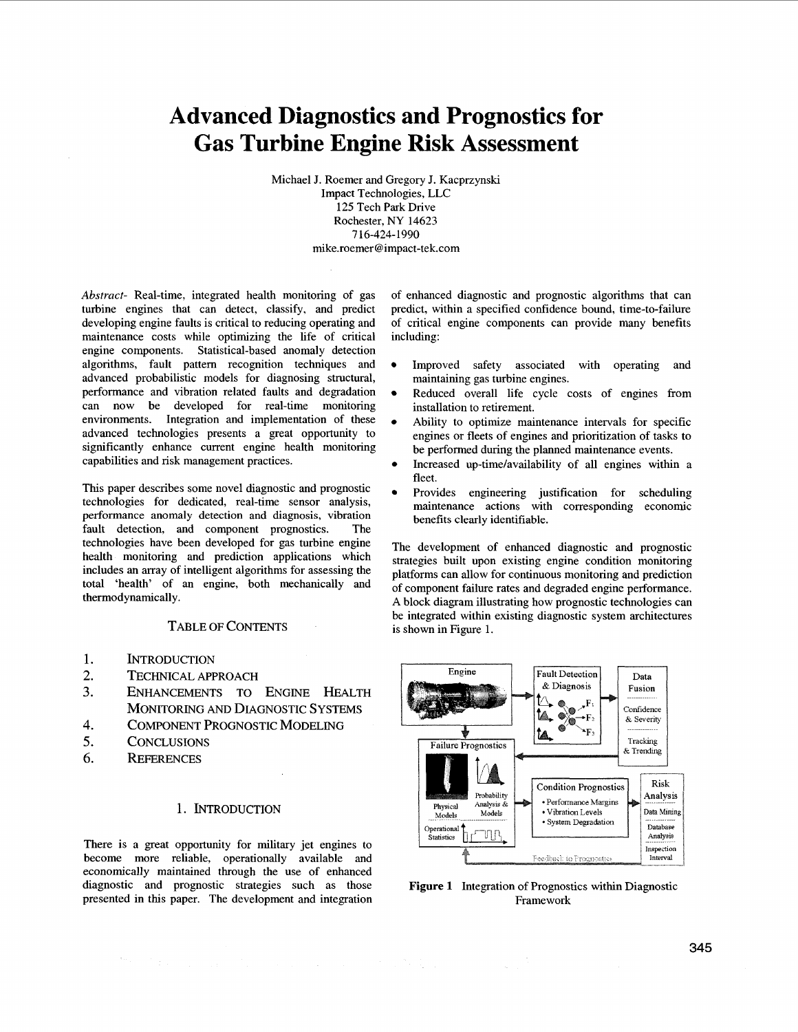# Advanced Diagnostics and Prognostics for Gas Turbine Engine Risk Assessment

Michael J. Roemer and Gregory J. Kacprzynski
Impact Technologies, LLC
125 Tech Park Drive
Rochester, NY 14623
716-424-1990
mike.roemer@impact-tek.com

*Abstract*- Real-time, integrated health monitoring of gas turbine engines that can detect, classify, and predict developing engine faults is critical to reducing operating and maintenance costs while optimizing the life of critical engine components. Statistical-based anomaly detection algorithms, fault pattern recognition techniques and advanced probabilistic models for diagnosing structural, performance and vibration related faults and degradation can now be developed for real-time monitoring environments. Integration and implementation of these advanced technologies presents a great opportunity to significantly enhance current engine health monitoring capabilities and risk management practices.

This paper describes some novel diagnostic and prognostic technologies for dedicated, real-time sensor analysis, performance anomaly detection and diagnosis, vibration fault detection, and component prognostics. The technologies have been developed for gas turbine engine health monitoring and prediction applications which includes an array of intelligent algorithms for assessing the total 'health' of an engine, both mechanically and thermodynamically.

## TABLE OF CONTENTS

1. INTRODUCTION
2. TECHNICAL APPROACH
3. ENHANCEMENTS TO ENGINE HEALTH MONITORING AND DIAGNOSTIC SYSTEMS
4. COMPONENT PROGNOSTIC MODELING
5. CONCLUSIONS
6. REFERENCES

## 1. INTRODUCTION

There is a great opportunity for military jet engines to become more reliable, operationally available and economically maintained through the use of enhanced diagnostic and prognostic strategies such as those presented in this paper. The development and integration of enhanced diagnostic and prognostic algorithms that can predict, within a specified confidence bound, time-to-failure of critical engine components can provide many benefits including:

- Improved safety associated with operating and maintaining gas turbine engines.
- Reduced overall life cycle costs of engines from installation to retirement.
- Ability to optimize maintenance intervals for specific engines or fleets of engines and prioritization of tasks to be performed during the planned maintenance events.
- Increased up-time/availability of all engines within a fleet.
- Provides engineering justification for scheduling maintenance actions with corresponding economic benefits clearly identifiable.

The development of enhanced diagnostic and prognostic strategies built upon existing engine condition monitoring platforms can allow for continuous monitoring and prediction of component failure rates and degraded engine performance. A block diagram illustrating how prognostic technologies can be integrated within existing diagnostic system architectures is shown in Figure 1.

**Figure 1** Integration of Prognostics within Diagnostic Framework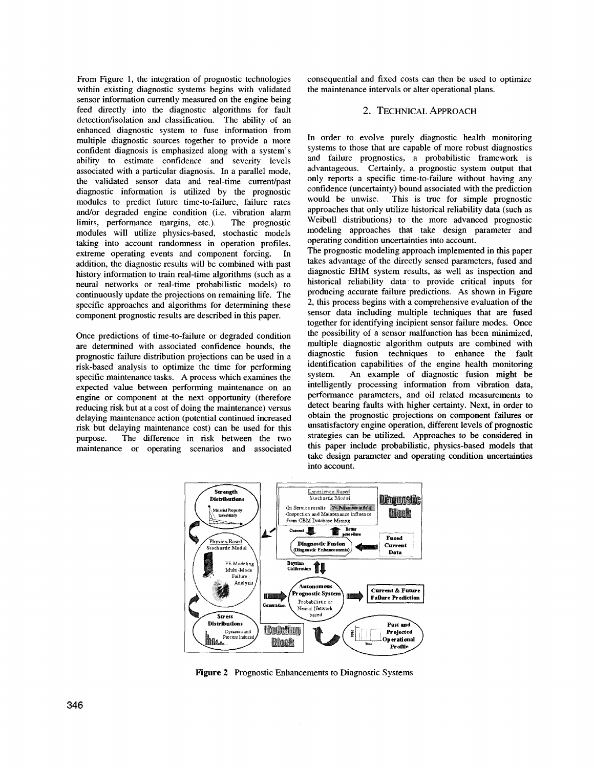From Figure 1, the integration of prognostic technologies within existing diagnostic systems begins with validated sensor information currently measured on the engine being feed directly into the diagnostic algorithms for fault detection/isolation and classification. The ability of an enhanced diagnostic system to fuse information from multiple diagnostic sources together to provide a more confident diagnosis is emphasized along with a system's ability to estimate confidence and severity levels associated with a particular diagnosis. In a parallel mode, the validated sensor data and real-time current/past diagnostic information is utilized by the prognostic modules to predict future time-to-failure, failure rates and/or degraded engine condition (i.e. vibration alarm limits, performance margins, etc.). The prognostic modules will utilize physics-based, stochastic models taking into account randomness in operation profiles, extreme operating events and component forcing. In addition, the diagnostic results will be combined with past history information to train real-time algorithms (such as a neural networks or real-time probabilistic models) to continuously update the projections on remaining life. The specific approaches and algorithms for determining these component prognostic results are described in this paper.

Once predictions of time-to-failure or degraded condition are determined with associated confidence bounds, the prognostic failure distribution projections can be used in a risk-based analysis to optimize the time for performing specific maintenance tasks. A process which examines the expected value between performing maintenance on an engine or component at the next opportunity (therefore reducing risk but at a cost of doing the maintenance) versus delaying maintenance action (potential continued increased risk but delaying maintenance cost) can be used for this purpose. The difference in risk between the two maintenance or operating scenarios and associated consequential and fixed costs can then be used to optimize the maintenance intervals or alter operational plans.

## 2. Technical Approach

In order to evolve purely diagnostic health monitoring systems to those that are capable of more robust diagnostics and failure prognostics, a probabilistic framework is advantageous. Certainly, a prognostic system output that only reports a specific time-to-failure without having any confidence (uncertainty) bound associated with the prediction would be unwise. This is true for simple prognostic approaches that only utilize historical reliability data (such as Weibull distributions) to the more advanced prognostic modeling approaches that take design parameter and operating condition uncertainties into account.

The prognostic modeling approach implemented in this paper takes advantage of the directly sensed parameters, fused and diagnostic EHM system results, as well as inspection and historical reliability data to provide critical inputs for producing accurate failure predictions. As shown in Figure 2, this process begins with a comprehensive evaluation of the sensor data including multiple techniques that are fused together for identifying incipient sensor failure modes. Once the possibility of a sensor malfunction has been minimized, multiple diagnostic algorithm outputs are combined with diagnostic fusion techniques to enhance the fault identification capabilities of the engine health monitoring system. An example of diagnostic fusion might be intelligently processing information from vibration data, performance parameters, and oil related measurements to detect bearing faults with higher certainty. Next, in order to obtain the prognostic projections on component failures or unsatisfactory engine operation, different levels of prognostic strategies can be utilized. Approaches to be considered in this paper include probabilistic, physics-based models that take design parameter and operating condition uncertainties into account.

**Figure 2** Prognostic Enhancements to Diagnostic Systems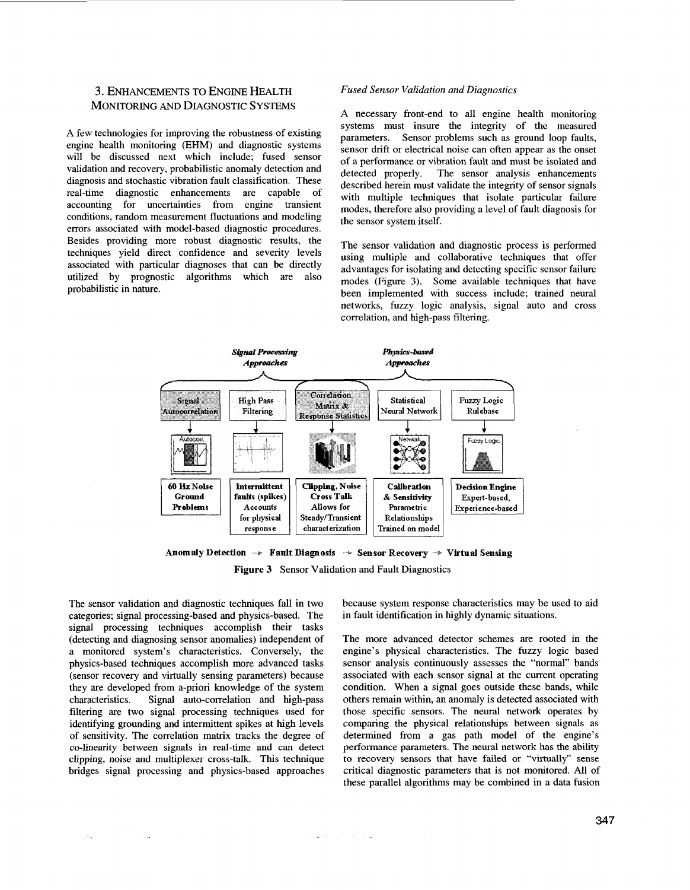## 3. Enhancements to Engine Health Monitoring and Diagnostic Systems

A few technologies for improving the robustness of existing engine health monitoring (EHM) and diagnostic systems will be discussed next which include; fused sensor validation and recovery, probabilistic anomaly detection and diagnosis and stochastic vibration fault classification. These real-time diagnostic enhancements are capable of accounting for uncertainties from engine transient conditions, random measurement fluctuations and modeling errors associated with model-based diagnostic procedures. Besides providing more robust diagnostic results, the techniques yield direct confidence and severity levels associated with particular diagnoses that can be directly utilized by prognostic algorithms which are also probabilistic in nature.

### *Fused Sensor Validation and Diagnostics*

A necessary front-end to all engine health monitoring systems must insure the integrity of the measured parameters. Sensor problems such as ground loop faults, sensor drift or electrical noise can often appear as the onset of a performance or vibration fault and must be isolated and detected properly. The sensor analysis enhancements described herein must validate the integrity of sensor signals with multiple techniques that isolate particular failure modes, therefore also providing a level of fault diagnosis for the sensor system itself.

The sensor validation and diagnostic process is performed using multiple and collaborative techniques that offer advantages for isolating and detecting specific sensor failure modes (Figure 3). Some available techniques that have been implemented with success include; trained neural networks, fuzzy logic analysis, signal auto and cross correlation, and high-pass filtering.

*Signal Processing Approaches* / *Physics-based Approaches*

| Signal Autocorrelation | High Pass Filtering | Correlation Matrix & Response Statistics | Statistical Neural Network | Fuzzy Logic Rulebase |
|---|---|---|---|---|
| **60 Hz Noise Ground Problems** | **Intermittent faults (spikes)** Accounts for physical response | **Clipping, Noise Cross Talk** Allows for Steady/Transient characterization | **Calibration & Sensitivity** Parametric Relationships Trained on model | **Decision Engine** Expert-based, Experience-based |

**Anomaly Detection → Fault Diagnosis → Sensor Recovery → Virtual Sensing**

**Figure 3** Sensor Validation and Fault Diagnostics

The sensor validation and diagnostic techniques fall in two categories; signal processing-based and physics-based. The signal processing techniques accomplish their tasks (detecting and diagnosing sensor anomalies) independent of a monitored system's characteristics. Conversely, the physics-based techniques accomplish more advanced tasks (sensor recovery and virtually sensing parameters) because they are developed from a-priori knowledge of the system characteristics. Signal auto-correlation and high-pass filtering are two signal processing techniques used for identifying grounding and intermittent spikes at high levels of sensitivity. The correlation matrix tracks the degree of co-linearity between signals in real-time and can detect clipping, noise and multiplexer cross-talk. This technique bridges signal processing and physics-based approaches because system response characteristics may be used to aid in fault identification in highly dynamic situations.

The more advanced detector schemes are rooted in the engine's physical characteristics. The fuzzy logic based sensor analysis continuously assesses the "normal" bands associated with each sensor signal at the current operating condition. When a signal goes outside these bands, while others remain within, an anomaly is detected associated with those specific sensors. The neural network operates by comparing the physical relationships between signals as determined from a gas path model of the engine's performance parameters. The neural network has the ability to recovery sensors that have failed or "virtually" sense critical diagnostic parameters that is not monitored. All of these parallel algorithms may be combined in a data fusion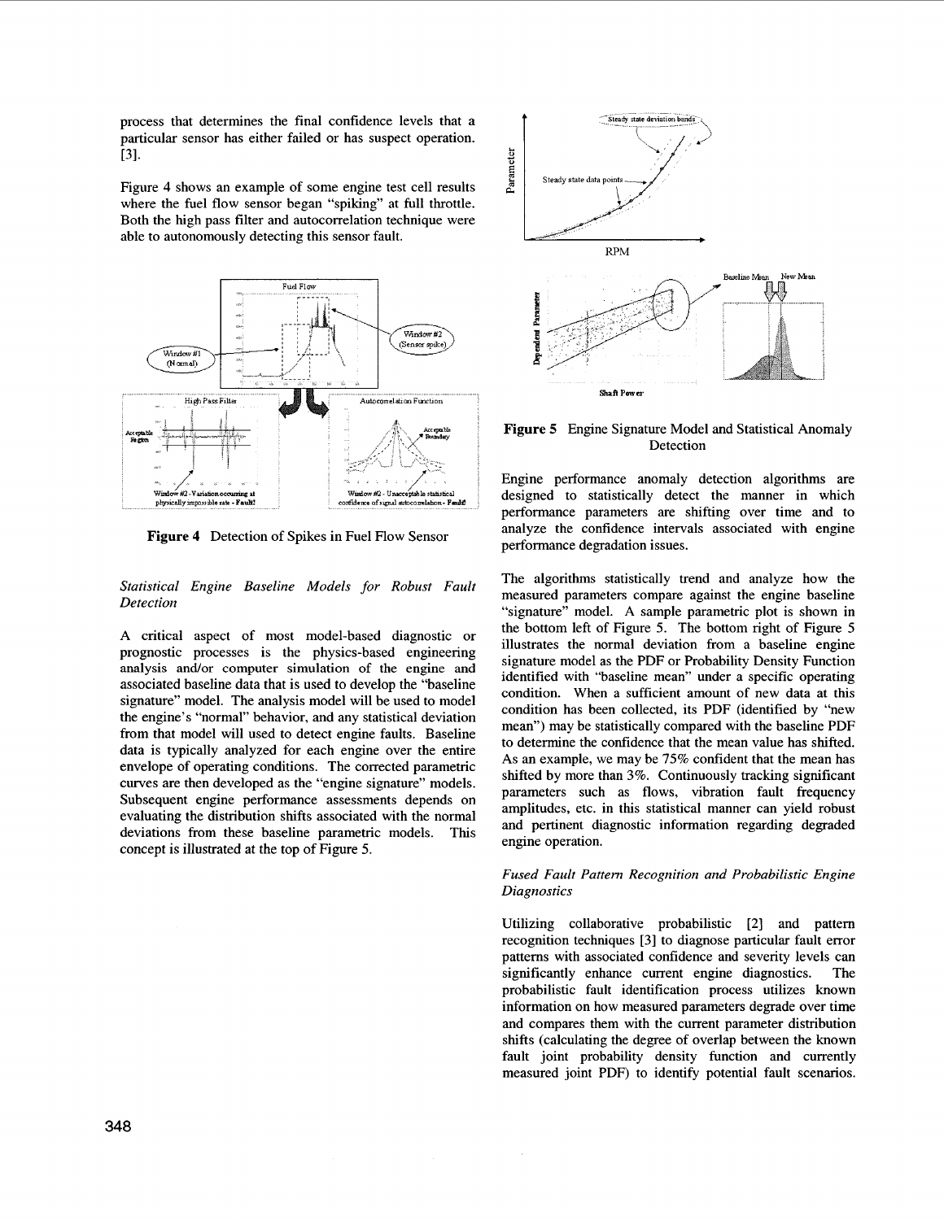process that determines the final confidence levels that a particular sensor has either failed or has suspect operation. [3].

Figure 4 shows an example of some engine test cell results where the fuel flow sensor began "spiking" at full throttle. Both the high pass filter and autocorrelation technique were able to autonomously detecting this sensor fault.

**Figure 4** Detection of Spikes in Fuel Flow Sensor

*Statistical Engine Baseline Models for Robust Fault Detection*

A critical aspect of most model-based diagnostic or prognostic processes is the physics-based engineering analysis and/or computer simulation of the engine and associated baseline data that is used to develop the "baseline signature" model. The analysis model will be used to model the engine's "normal" behavior, and any statistical deviation from that model will used to detect engine faults. Baseline data is typically analyzed for each engine over the entire envelope of operating conditions. The corrected parametric curves are then developed as the "engine signature" models. Subsequent engine performance assessments depends on evaluating the distribution shifts associated with the normal deviations from these baseline parametric models. This concept is illustrated at the top of Figure 5.

**Figure 5** Engine Signature Model and Statistical Anomaly Detection

Engine performance anomaly detection algorithms are designed to statistically detect the manner in which performance parameters are shifting over time and to analyze the confidence intervals associated with engine performance degradation issues.

The algorithms statistically trend and analyze how the measured parameters compare against the engine baseline "signature" model. A sample parametric plot is shown in the bottom left of Figure 5. The bottom right of Figure 5 illustrates the normal deviation from a baseline engine signature model as the PDF or Probability Density Function identified with "baseline mean" under a specific operating condition. When a sufficient amount of new data at this condition has been collected, its PDF (identified by "new mean") may be statistically compared with the baseline PDF to determine the confidence that the mean value has shifted. As an example, we may be 75% confident that the mean has shifted by more than 3%. Continuously tracking significant parameters such as flows, vibration fault frequency amplitudes, etc. in this statistical manner can yield robust and pertinent diagnostic information regarding degraded engine operation.

*Fused Fault Pattern Recognition and Probabilistic Engine Diagnostics*

Utilizing collaborative probabilistic [2] and pattern recognition techniques [3] to diagnose particular fault error patterns with associated confidence and severity levels can significantly enhance current engine diagnostics. The probabilistic fault identification process utilizes known information on how measured parameters degrade over time and compares them with the current parameter distribution shifts (calculating the degree of overlap between the known fault joint probability density function and currently measured joint PDF) to identify potential fault scenarios.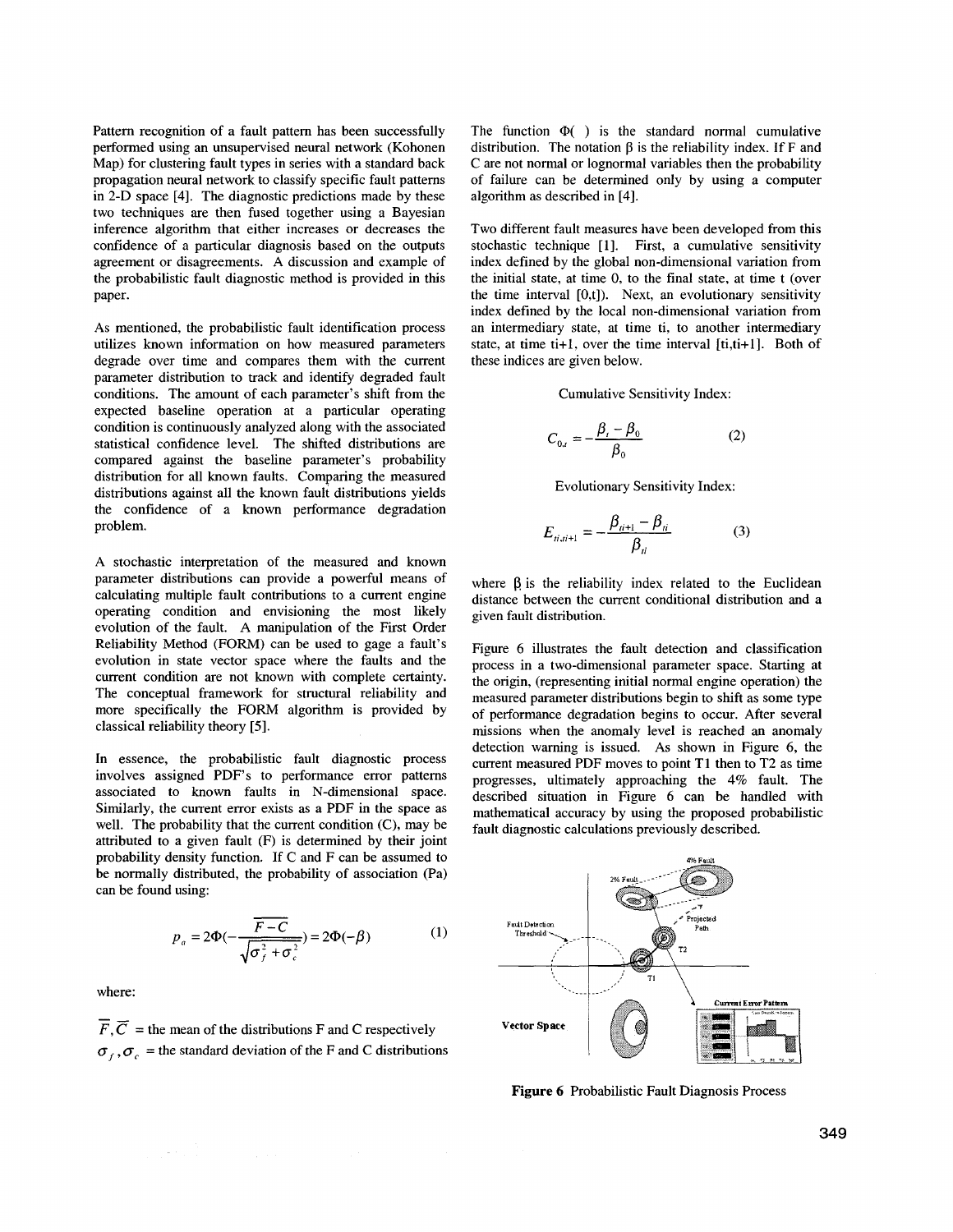Pattern recognition of a fault pattern has been successfully performed using an unsupervised neural network (Kohonen Map) for clustering fault types in series with a standard back propagation neural network to classify specific fault patterns in 2-D space [4]. The diagnostic predictions made by these two techniques are then fused together using a Bayesian inference algorithm that either increases or decreases the confidence of a particular diagnosis based on the outputs agreement or disagreements. A discussion and example of the probabilistic fault diagnostic method is provided in this paper.

As mentioned, the probabilistic fault identification process utilizes known information on how measured parameters degrade over time and compares them with the current parameter distribution to track and identify degraded fault conditions. The amount of each parameter's shift from the expected baseline operation at a particular operating condition is continuously analyzed along with the associated statistical confidence level. The shifted distributions are compared against the baseline parameter's probability distribution for all known faults. Comparing the measured distributions against all the known fault distributions yields the confidence of a known performance degradation problem.

A stochastic interpretation of the measured and known parameter distributions can provide a powerful means of calculating multiple fault contributions to a current engine operating condition and envisioning the most likely evolution of the fault. A manipulation of the First Order Reliability Method (FORM) can be used to gage a fault's evolution in state vector space where the faults and the current condition are not known with complete certainty. The conceptual framework for structural reliability and more specifically the FORM algorithm is provided by classical reliability theory [5].

In essence, the probabilistic fault diagnostic process involves assigned PDF's to performance error patterns associated to known faults in N-dimensional space. Similarly, the current error exists as a PDF in the space as well. The probability that the current condition (C), may be attributed to a given fault (F) is determined by their joint probability density function. If C and F can be assumed to be normally distributed, the probability of association (Pa) can be found using:

$$p_a = 2\Phi\left(-\frac{\overline{F} - \overline{C}}{\sqrt{\sigma_f^2 + \sigma_c^2}}\right) = 2\Phi(-\beta) \qquad (1)$$

where:

$\overline{F}, \overline{C}$ = the mean of the distributions F and C respectively

$\sigma_f, \sigma_c$ = the standard deviation of the F and C distributions

The function $\Phi(\ )$ is the standard normal cumulative distribution. The notation $\beta$ is the reliability index. If F and C are not normal or lognormal variables then the probability of failure can be determined only by using a computer algorithm as described in [4].

Two different fault measures have been developed from this stochastic technique [1]. First, a cumulative sensitivity index defined by the global non-dimensional variation from the initial state, at time 0, to the final state, at time t (over the time interval [0,t]). Next, an evolutionary sensitivity index defined by the local non-dimensional variation from an intermediary state, at time ti, to another intermediary state, at time ti+1, over the time interval [ti,ti+1]. Both of these indices are given below.

Cumulative Sensitivity Index:

$$C_{0,t} = -\frac{\beta_t - \beta_0}{\beta_0} \qquad (2)$$

Evolutionary Sensitivity Index:

$$E_{ti,ti+1} = -\frac{\beta_{ti+1} - \beta_{ti}}{\beta_{ti}} \qquad (3)$$

where $\beta$ is the reliability index related to the Euclidean distance between the current conditional distribution and a given fault distribution.

Figure 6 illustrates the fault detection and classification process in a two-dimensional parameter space. Starting at the origin, (representing initial normal engine operation) the measured parameter distributions begin to shift as some type of performance degradation begins to occur. After several missions when the anomaly level is reached an anomaly detection warning is issued. As shown in Figure 6, the current measured PDF moves to point T1 then to T2 as time progresses, ultimately approaching the 4% fault. The described situation in Figure 6 can be handled with mathematical accuracy by using the proposed probabilistic fault diagnostic calculations previously described.

4% Fault
2% Fault
Projected Path
Fault Detection Threshold
T2
T1
Current Error Pattern
Vector Space

**Figure 6** Probabilistic Fault Diagnosis Process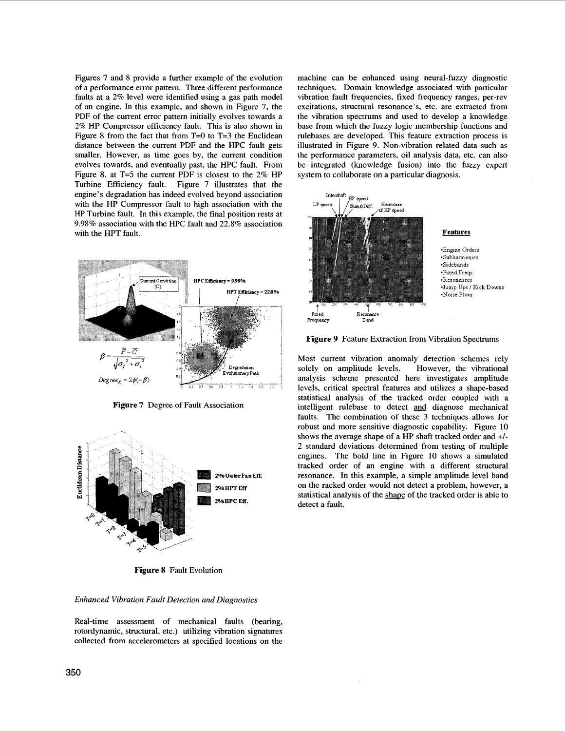Figures 7 and 8 provide a further example of the evolution of a performance error pattern. Three different performance faults at a 2% level were identified using a gas path model of an engine. In this example, and shown in Figure 7, the PDF of the current error pattern initially evolves towards a 2% HP Compressor efficiency fault. This is also shown in Figure 8 from the fact that from T=0 to T=3 the Euclidean distance between the current PDF and the HPC fault gets smaller. However, as time goes by, the current condition evolves towards, and eventually past, the HPC fault. From Figure 8, at T=5 the current PDF is closest to the 2% HP Turbine Efficiency fault. Figure 7 illustrates that the engine's degradation has indeed evolved beyond association with the HP Compressor fault to high association with the HP Turbine fault. In this example, the final position rests at 9.98% association with the HPC fault and 22.8% association with the HPT fault.

$$\beta = \frac{\bar{F} - \bar{C}}{\sqrt{\sigma_f^2 + \sigma_i^2}}$$

$$Degree_{F_i} = 2\phi(-\beta)$$

**Figure 7** Degree of Fault Association

**Figure 8** Fault Evolution

*Enhanced Vibration Fault Detection and Diagnostics*

Real-time assessment of mechanical faults (bearing, rotordynamic, structural, etc.) utilizing vibration signatures collected from accelerometers at specified locations on the machine can be enhanced using neural-fuzzy diagnostic techniques. Domain knowledge associated with particular vibration fault frequencies, fixed frequency ranges, per-rev excitations, structural resonance's, etc. are extracted from the vibration spectrums and used to develop a knowledge base from which the fuzzy logic membership functions and rulebases are developed. This feature extraction process is illustrated in Figure 9. Non-vibration related data such as the performance parameters, oil analysis data, etc. can also be integrated (knowledge fusion) into the fuzzy expert system to collaborate on a particular diagnosis.

**Figure 9** Feature Extraction from Vibration Spectrums

Most current vibration anomaly detection schemes rely solely on amplitude levels. However, the vibrational analysis scheme presented here investigates amplitude levels, critical spectral features and utilizes a shape-based statistical analysis of the tracked order coupled with a intelligent rulebase to detect and diagnose mechanical faults. The combination of these 3 techniques allows for robust and more sensitive diagnostic capability. Figure 10 shows the average shape of a HP shaft tracked order and +/- 2 standard deviations determined from testing of multiple engines. The bold line in Figure 10 shows a simulated tracked order of an engine with a different structural resonance. In this example, a simple amplitude level band on the racked order would not detect a problem, however, a statistical analysis of the shape of the tracked order is able to detect a fault.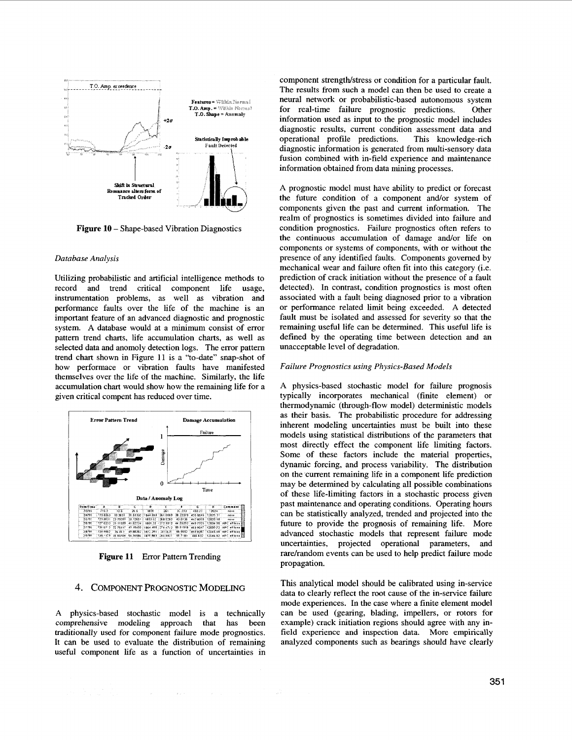Figure 10 – Shape-based Vibration Diagnostics

*Database Analysis*

Utilizing probabilistic and artificial intelligence methods to record and trend critical component life usage, instrumentation problems, as well as vibration and performance faults over the life of the machine is an important feature of an advanced diagnostic and prognostic system. A database would at a minimum consist of error pattern trend charts, life accumulation charts, as well as selected data and anomoly detection logs. The error pattern trend chart shown in Figure 11 is a "to-date" snap-shot of how performace or vibration faults have manifested themselves over the life of the machine. Similarly, the life accumulation chart would show how the remaining life for a given critical compent has reduced over time.

**Figure 11** Error Pattern Trending

## 4. Component Prognostic Modeling

A physics-based stochastic model is a technically comprehensive modeling approach that has been traditionally used for component failure mode prognostics. It can be used to evaluate the distribution of remaining useful component life as a function of uncertainties in component strength/stress or condition for a particular fault. The results from such a model can then be used to create a neural network or probabilistic-based autonomous system for real-time failure prognostic predictions. Other information used as input to the prognostic model includes diagnostic results, current condition assessment data and operational profile predictions. This knowledge-rich diagnostic information is generated from multi-sensory data fusion combined with in-field experience and maintenance information obtained from data mining processes.

A prognostic model must have ability to predict or forecast the future condition of a component and/or system of components given the past and current information. The realm of prognostics is sometimes divided into failure and condition prognostics. Failure prognostics often refers to the continuous accumulation of damage and/or life on components or systems of components, with or without the presence of any identified faults. Components governed by mechanical wear and failure often fit into this category (i.e. prediction of crack initiation without the presence of a fault detected). In contrast, condition prognostics is most often associated with a fault being diagnosed prior to a vibration or performance related limit being exceeded. A detected fault must be isolated and assessed for severity so that the remaining useful life can be determined. This useful life is defined by the operating time between detection and an unacceptable level of degradation.

*Failure Prognostics using Physics-Based Models*

A physics-based stochastic model for failure prognosis typically incorporates mechanical (finite element) or thermodynamic (through-flow model) deterministic models as their basis. The probabilistic procedure for addressing inherent modeling uncertainties must be built into these models using statistical distributions of the parameters that most directly effect the component life limiting factors. Some of these factors include the material properties, dynamic forcing, and process variability. The distribution on the current remaining life in a component life prediction may be determined by calculating all possible combinations of these life-limiting factors in a stochastic process given past maintenance and operating conditions. Operating hours can be statistically analyzed, trended and projected into the future to provide the prognosis of remaining life. More advanced stochastic models that represent failure mode uncertainties, projected operational parameters, and rare/random events can be used to help predict failure mode propagation.

This analytical model should be calibrated using in-service data to clearly reflect the root cause of the in-service failure mode experiences. In the case where a finite element model can be used (gearing, blading, impellers, or rotors for example) crack initiation regions should agree with any in-field experience and inspection data. More empirically analyzed components such as bearings should have clearly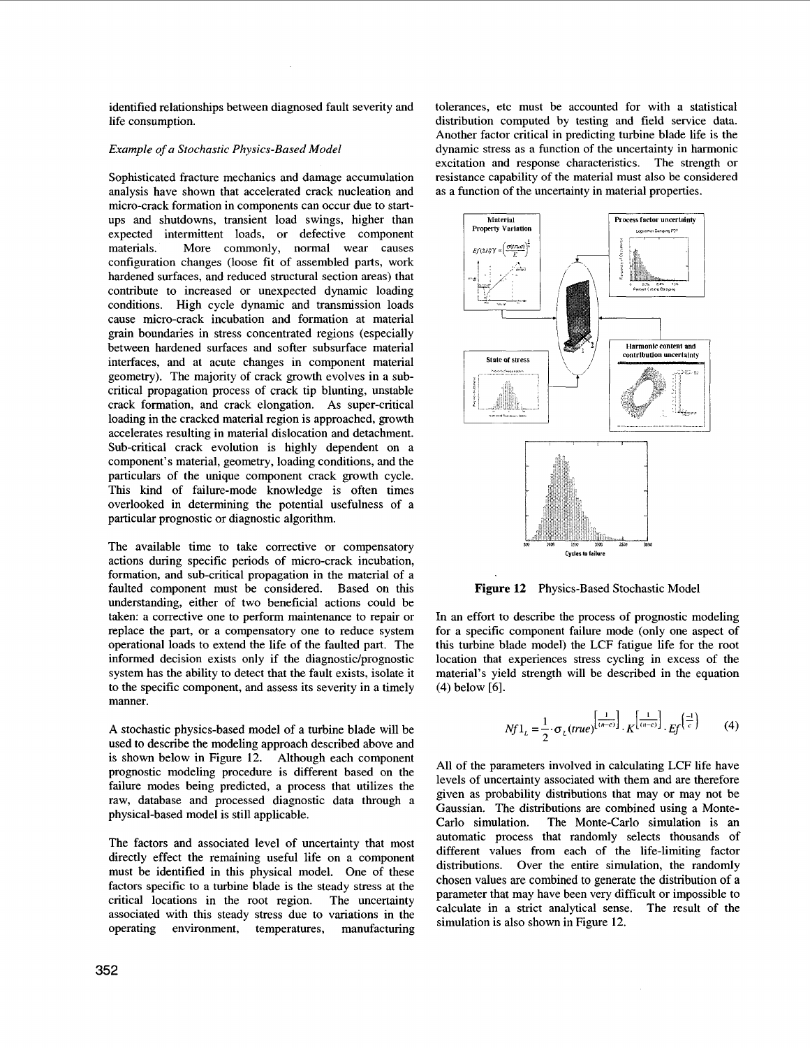identified relationships between diagnosed fault severity and life consumption.

*Example of a Stochastic Physics-Based Model*

Sophisticated fracture mechanics and damage accumulation analysis have shown that accelerated crack nucleation and micro-crack formation in components can occur due to start-ups and shutdowns, transient load swings, higher than expected intermittent loads, or defective component materials. More commonly, normal wear causes configuration changes (loose fit of assembled parts, work hardened surfaces, and reduced structural section areas) that contribute to increased or unexpected dynamic loading conditions. High cycle dynamic and transmission loads cause micro-crack incubation and formation at material grain boundaries in stress concentrated regions (especially between hardened surfaces and softer subsurface material interfaces, and at acute changes in component material geometry). The majority of crack growth evolves in a sub-critical propagation process of crack tip blunting, unstable crack formation, and crack elongation. As super-critical loading in the cracked material region is approached, growth accelerates resulting in material dislocation and detachment. Sub-critical crack evolution is highly dependent on a component's material, geometry, loading conditions, and the particulars of the unique component crack growth cycle. This kind of failure-mode knowledge is often times overlooked in determining the potential usefulness of a particular prognostic or diagnostic algorithm.

The available time to take corrective or compensatory actions during specific periods of micro-crack incubation, formation, and sub-critical propagation in the material of a faulted component must be considered. Based on this understanding, either of two beneficial actions could be taken: a corrective one to perform maintenance to repair or replace the part, or a compensatory one to reduce system operational loads to extend the life of the faulted part. The informed decision exists only if the diagnostic/prognostic system has the ability to detect that the fault exists, isolate it to the specific component, and assess its severity in a timely manner.

A stochastic physics-based model of a turbine blade will be used to describe the modeling approach described above and is shown below in Figure 12. Although each component prognostic modeling procedure is different based on the failure modes being predicted, a process that utilizes the raw, database and processed diagnostic data through a physical-based model is still applicable.

The factors and associated level of uncertainty that most directly effect the remaining useful life on a component must be identified in this physical model. One of these factors specific to a turbine blade is the steady stress at the critical locations in the root region. The uncertainty associated with this steady stress due to variations in the operating environment, temperatures, manufacturing tolerances, etc must be accounted for with a statistical distribution computed by testing and field service data. Another factor critical in predicting turbine blade life is the dynamic stress as a function of the uncertainty in harmonic excitation and response characteristics. The strength or resistance capability of the material must also be considered as a function of the uncertainty in material properties.

**Figure 12** Physics-Based Stochastic Model

In an effort to describe the process of prognostic modeling for a specific component failure mode (only one aspect of this turbine blade model) the LCF fatigue life for the root location that experiences stress cycling in excess of the material's yield strength will be described in the equation (4) below [6].

$$Nf1_L = \frac{1}{2} \cdot \sigma_L(true)^{\left[\frac{1}{(n-c)}\right]} \cdot K^{\left[\frac{1}{(n-c)}\right]} \cdot Ef^{\left(\frac{-1}{c}\right)} \qquad (4)$$

All of the parameters involved in calculating LCF life have levels of uncertainty associated with them and are therefore given as probability distributions that may or may not be Gaussian. The distributions are combined using a Monte-Carlo simulation. The Monte-Carlo simulation is an automatic process that randomly selects thousands of different values from each of the life-limiting factor distributions. Over the entire simulation, the randomly chosen values are combined to generate the distribution of a parameter that may have been very difficult or impossible to calculate in a strict analytical sense. The result of the simulation is also shown in Figure 12.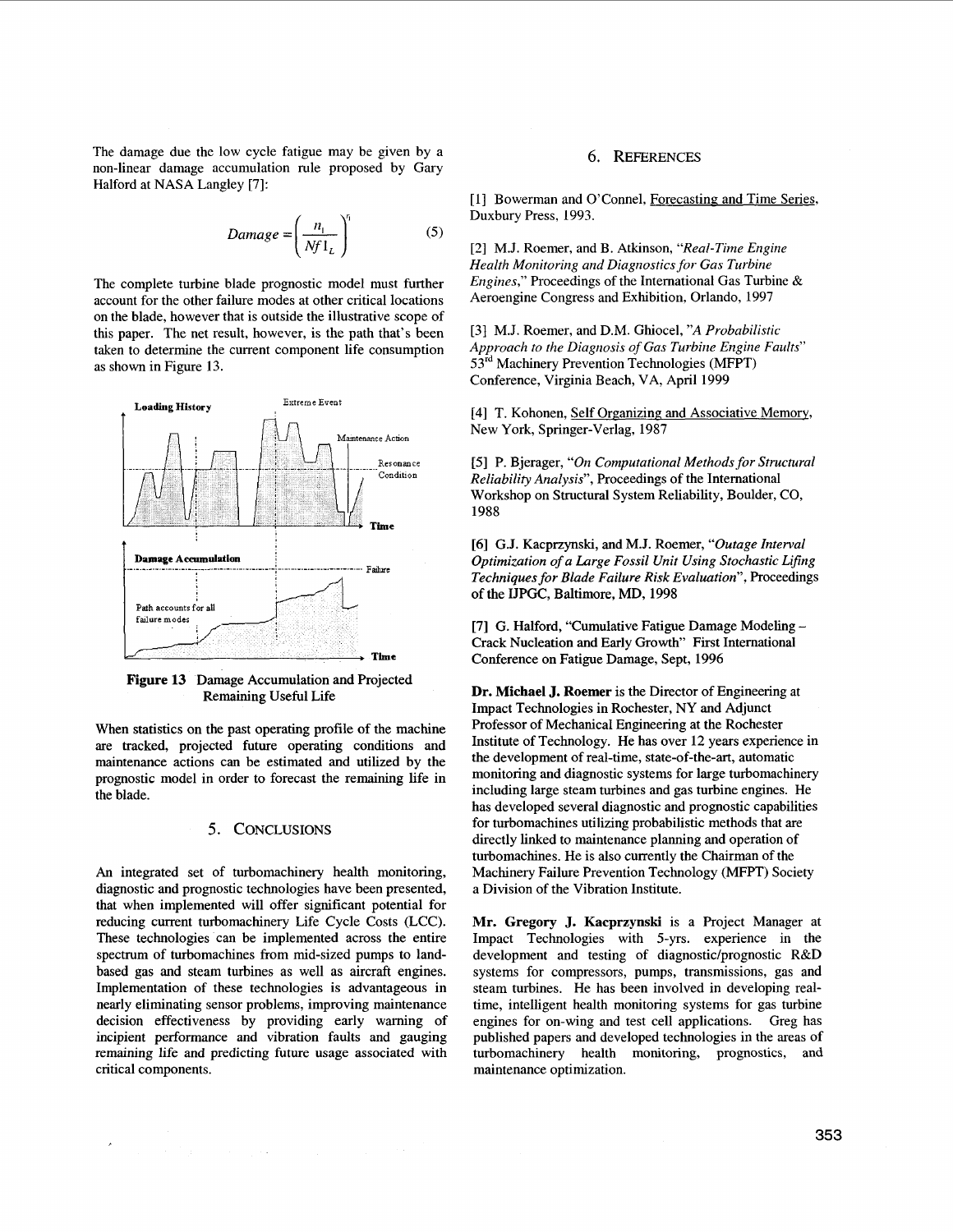The damage due the low cycle fatigue may be given by a non-linear damage accumulation rule proposed by Gary Halford at NASA Langley [7]:

$$Damage = \left( \frac{n_1}{Nf1_L} \right)^{r_1} \tag{5}$$

The complete turbine blade prognostic model must further account for the other failure modes at other critical locations on the blade, however that is outside the illustrative scope of this paper. The net result, however, is the path that's been taken to determine the current component life consumption as shown in Figure 13.

Loading History

Extreme Event

Maintenance Action

Resonance Condition

Time

Damage Accumulation

Failure

Path accounts for all failure modes

Time

**Figure 13** Damage Accumulation and Projected Remaining Useful Life

When statistics on the past operating profile of the machine are tracked, projected future operating conditions and maintenance actions can be estimated and utilized by the prognostic model in order to forecast the remaining life in the blade.

## 5. CONCLUSIONS

An integrated set of turbomachinery health monitoring, diagnostic and prognostic technologies have been presented, that when implemented will offer significant potential for reducing current turbomachinery Life Cycle Costs (LCC). These technologies can be implemented across the entire spectrum of turbomachines from mid-sized pumps to land-based gas and steam turbines as well as aircraft engines. Implementation of these technologies is advantageous in nearly eliminating sensor problems, improving maintenance decision effectiveness by providing early warning of incipient performance and vibration faults and gauging remaining life and predicting future usage associated with critical components.

## 6. REFERENCES

[1] Bowerman and O'Connel, Forecasting and Time Series, Duxbury Press, 1993.

[2] M.J. Roemer, and B. Atkinson, *"Real-Time Engine Health Monitoring and Diagnostics for Gas Turbine Engines,"* Proceedings of the International Gas Turbine & Aeroengine Congress and Exhibition, Orlando, 1997

[3] M.J. Roemer, and D.M. Ghiocel, *"A Probabilistic Approach to the Diagnosis of Gas Turbine Engine Faults"* 53rd Machinery Prevention Technologies (MFPT) Conference, Virginia Beach, VA, April 1999

[4] T. Kohonen, Self Organizing and Associative Memory, New York, Springer-Verlag, 1987

[5] P. Bjerager, *"On Computational Methods for Structural Reliability Analysis"*, Proceedings of the International Workshop on Structural System Reliability, Boulder, CO, 1988

[6] G.J. Kacprzynski, and M.J. Roemer, *"Outage Interval Optimization of a Large Fossil Unit Using Stochastic Lifing Techniques for Blade Failure Risk Evaluation"*, Proceedings of the IJPGC, Baltimore, MD, 1998

[7] G. Halford, "Cumulative Fatigue Damage Modeling – Crack Nucleation and Early Growth" First International Conference on Fatigue Damage, Sept, 1996

**Dr. Michael J. Roemer** is the Director of Engineering at Impact Technologies in Rochester, NY and Adjunct Professor of Mechanical Engineering at the Rochester Institute of Technology. He has over 12 years experience in the development of real-time, state-of-the-art, automatic monitoring and diagnostic systems for large turbomachinery including large steam turbines and gas turbine engines. He has developed several diagnostic and prognostic capabilities for turbomachines utilizing probabilistic methods that are directly linked to maintenance planning and operation of turbomachines. He is also currently the Chairman of the Machinery Failure Prevention Technology (MFPT) Society a Division of the Vibration Institute.

**Mr. Gregory J. Kacprzynski** is a Project Manager at Impact Technologies with 5-yrs. experience in the development and testing of diagnostic/prognostic R&D systems for compressors, pumps, transmissions, gas and steam turbines. He has been involved in developing real-time, intelligent health monitoring systems for gas turbine engines for on-wing and test cell applications. Greg has published papers and developed technologies in the areas of turbomachinery health monitoring, prognostics, and maintenance optimization.